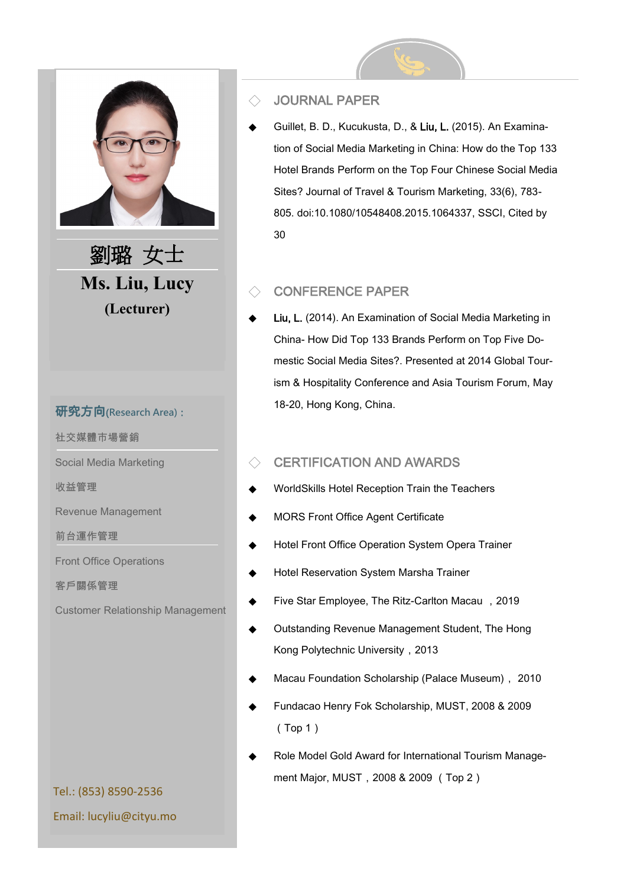# 劉璐 女士

## Ms. Liu, Lucy

**(Lecturer)**

**研究方向(Research Area)：**

社交媒體市場營銷

Social Media Marketing

收益管理

Revenue Management

前台運作管理

Front Office Operations

客戶關係管理

Customer Relationship Management

Tel.: (853) 8590-2536

Email: lucyliu@cityu.mo

## JOURNAL PAPER

- Guillet, B. D., Kucukusta, D., & **Liu, L.** (2015). An Examination of Social Media Marketing in China: How do the Top 133 Hotel Brands Perform on the Top Four Chinese Social Media Sites? Journal of Travel & Tourism Marketing, 33(6), 783-805. doi:10.1080/10548408.2015.1064337, SSCI, Cited by 30

## CONFERENCE PAPER

- **Liu, L.** (2014). An Examination of Social Media Marketing in China- How Did Top 133 Brands Perform on Top Five Domestic Social Media Sites?. Presented at 2014 Global Tourism & Hospitality Conference and Asia Tourism Forum, May 18-20, Hong Kong, China.

## CERTIFICATION AND AWARDS

- WorldSkills Hotel Reception Train the Teachers
- MORS Front Office Agent Certificate
- Hotel Front Office Operation System Opera Trainer
- Hotel Reservation System Marsha Trainer
- Five Star Employee, The Ritz-Carlton Macau ，2019
- Outstanding Revenue Management Student, The Hong Kong Polytechnic University，2013
- Macau Foundation Scholarship (Palace Museum)， 2010
- Fundacao Henry Fok Scholarship, MUST, 2008 & 2009 （Top 1）
- Role Model Gold Award for International Tourism Management Major, MUST，2008 & 2009 （Top 2）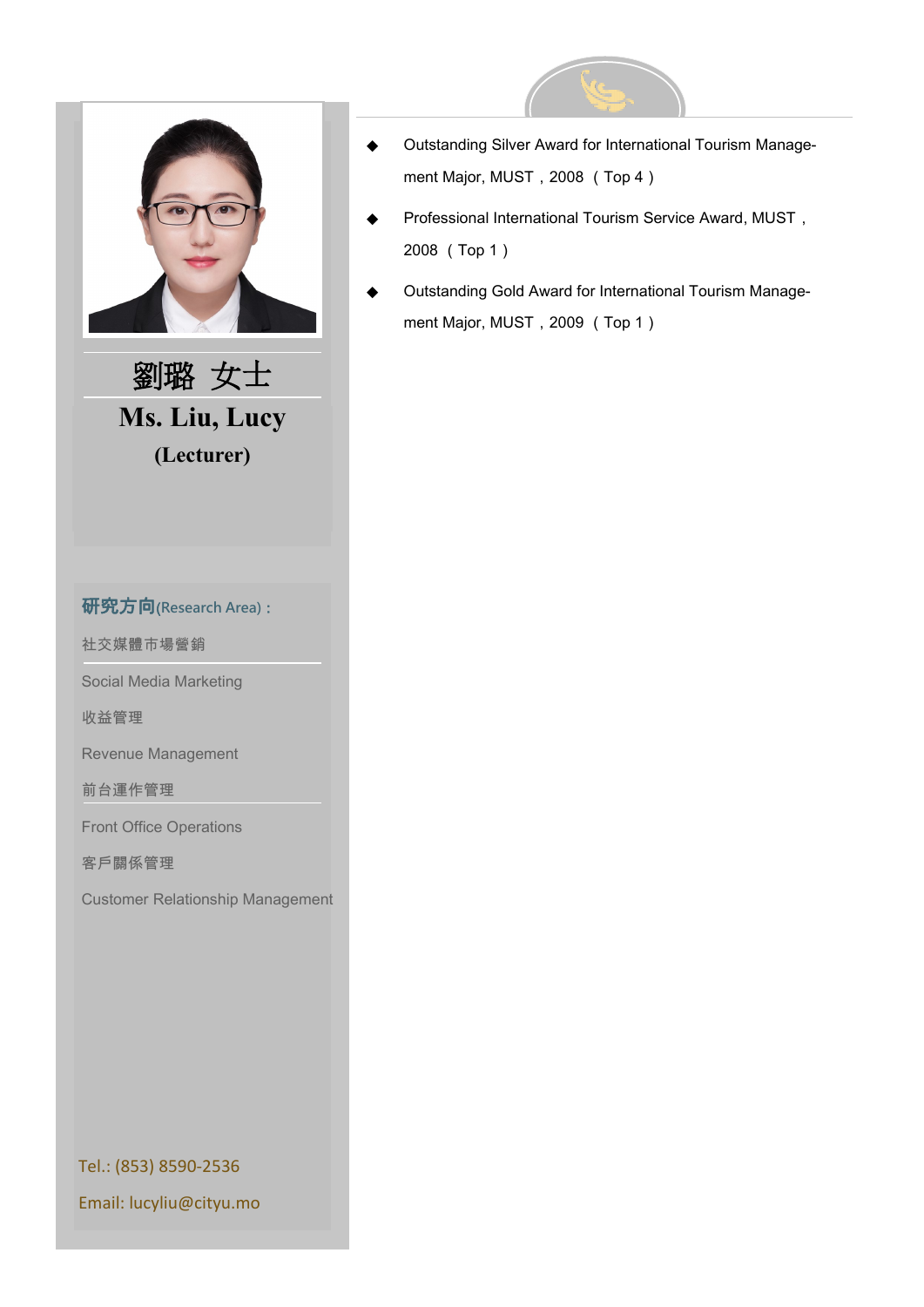# 劉璐 女士

## Ms. Liu, Lucy

**(Lecturer)**

**研究方向(Research Area)：**

社交媒體市場營銷

Social Media Marketing

收益管理

Revenue Management

前台運作管理

Front Office Operations

客戶關係管理

Customer Relationship Management

Tel.: (853) 8590-2536

Email: lucyliu@cityu.mo

- Outstanding Silver Award for International Tourism Management Major, MUST，2008 （Top 4）
- Professional International Tourism Service Award, MUST，2008 （Top 1）
- Outstanding Gold Award for International Tourism Management Major, MUST，2009 （Top 1）